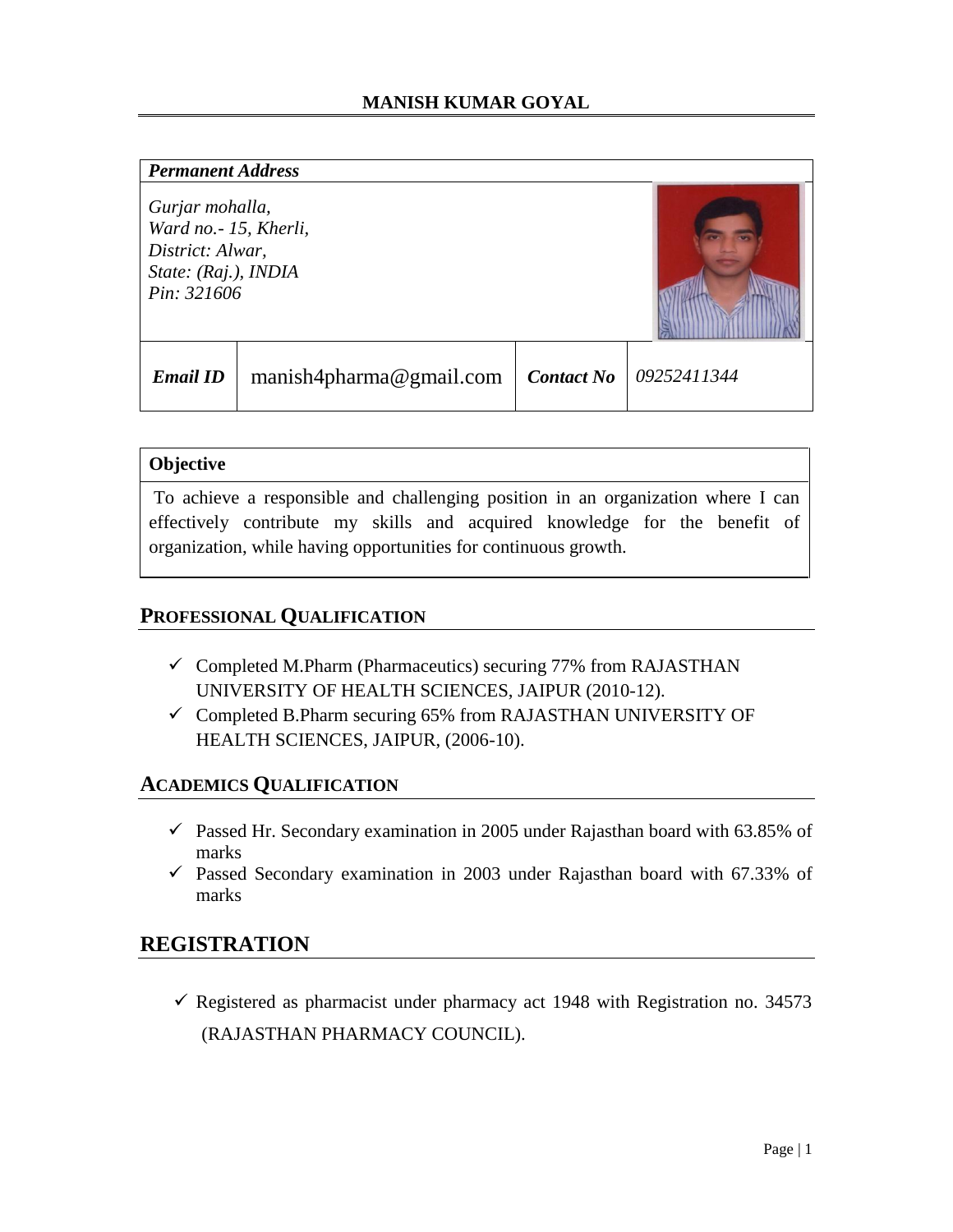# MANISH KUMAR GOYAL

| *Permanent Address* | | | |
|---|---|---|---|
| *Gurjar mohalla,*<br>*Ward no.- 15, Kherli,*<br>*District: Alwar,*<br>*State: (Raj.), INDIA*<br>*Pin: 321606* | | | |
| ***Email ID*** | manish4pharma@gmail.com | ***Contact No*** | *09252411344* |

| **Objective** |
|---|
| To achieve a responsible and challenging position in an organization where I can effectively contribute my skills and acquired knowledge for the benefit of organization, while having opportunities for continuous growth. |

## PROFESSIONAL QUALIFICATION

- ✓ Completed M.Pharm (Pharmaceutics) securing 77% from RAJASTHAN UNIVERSITY OF HEALTH SCIENCES, JAIPUR (2010-12).
- ✓ Completed B.Pharm securing 65% from RAJASTHAN UNIVERSITY OF HEALTH SCIENCES, JAIPUR, (2006-10).

## ACADEMICS QUALIFICATION

- ✓ Passed Hr. Secondary examination in 2005 under Rajasthan board with 63.85% of marks
- ✓ Passed Secondary examination in 2003 under Rajasthan board with 67.33% of marks

## REGISTRATION

- ✓ Registered as pharmacist under pharmacy act 1948 with Registration no. 34573 (RAJASTHAN PHARMACY COUNCIL).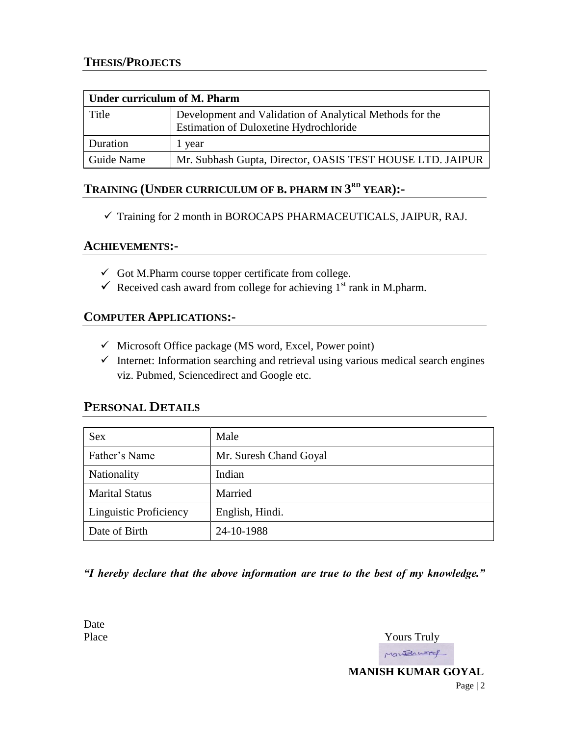## THESIS/PROJECTS

| Under curriculum of M. Pharm | |
|---|---|
| Title | Development and Validation of Analytical Methods for the Estimation of Duloxetine Hydrochloride |
| Duration | 1 year |
| Guide Name | Mr. Subhash Gupta, Director, OASIS TEST HOUSE LTD. JAIPUR |

## TRAINING (UNDER CURRICULUM OF B. PHARM IN 3RD YEAR):-

- ✓ Training for 2 month in BOROCAPS PHARMACEUTICALS, JAIPUR, RAJ.

## ACHIEVEMENTS:-

- ✓ Got M.Pharm course topper certificate from college.
- ✓ Received cash award from college for achieving 1st rank in M.pharm.

## COMPUTER APPLICATIONS:-

- ✓ Microsoft Office package (MS word, Excel, Power point)
- ✓ Internet: Information searching and retrieval using various medical search engines viz. Pubmed, Sciencedirect and Google etc.

## PERSONAL DETAILS

| | |
|---|---|
| Sex | Male |
| Father's Name | Mr. Suresh Chand Goyal |
| Nationality | Indian |
| Marital Status | Married |
| Linguistic Proficiency | English, Hindi. |
| Date of Birth | 24-10-1988 |

***"I hereby declare that the above information are true to the best of my knowledge."***

Date

Place

Yours Truly

**MANISH KUMAR GOYAL**